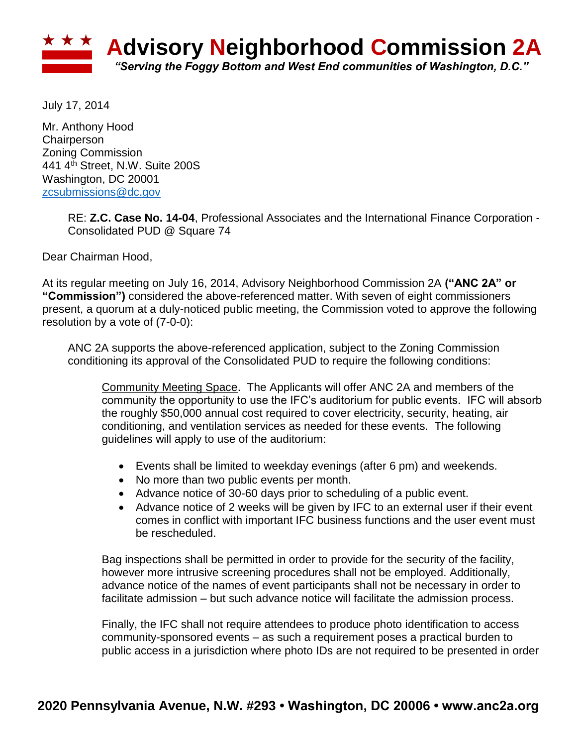# Advisory Neighborhood Commission 2A

*"Serving the Foggy Bottom and West End communities of Washington, D.C."*

July 17, 2014

Mr. Anthony Hood
Chairperson
Zoning Commission
441 4th Street, N.W. Suite 200S
Washington, DC 20001
zcsubmissions@dc.gov

> RE: **Z.C. Case No. 14-04**, Professional Associates and the International Finance Corporation - Consolidated PUD @ Square 74

Dear Chairman Hood,

At its regular meeting on July 16, 2014, Advisory Neighborhood Commission 2A **("ANC 2A" or "Commission")** considered the above-referenced matter. With seven of eight commissioners present, a quorum at a duly-noticed public meeting, the Commission voted to approve the following resolution by a vote of (7-0-0):

> ANC 2A supports the above-referenced application, subject to the Zoning Commission conditioning its approval of the Consolidated PUD to require the following conditions:
>
> Community Meeting Space. The Applicants will offer ANC 2A and members of the community the opportunity to use the IFC's auditorium for public events. IFC will absorb the roughly $50,000 annual cost required to cover electricity, security, heating, air conditioning, and ventilation services as needed for these events. The following guidelines will apply to use of the auditorium:
>
> - Events shall be limited to weekday evenings (after 6 pm) and weekends.
> - No more than two public events per month.
> - Advance notice of 30-60 days prior to scheduling of a public event.
> - Advance notice of 2 weeks will be given by IFC to an external user if their event comes in conflict with important IFC business functions and the user event must be rescheduled.
>
> Bag inspections shall be permitted in order to provide for the security of the facility, however more intrusive screening procedures shall not be employed. Additionally, advance notice of the names of event participants shall not be necessary in order to facilitate admission – but such advance notice will facilitate the admission process.
>
> Finally, the IFC shall not require attendees to produce photo identification to access community-sponsored events – as such a requirement poses a practical burden to public access in a jurisdiction where photo IDs are not required to be presented in order

2020 Pennsylvania Avenue, N.W. #293 • Washington, DC 20006 • www.anc2a.org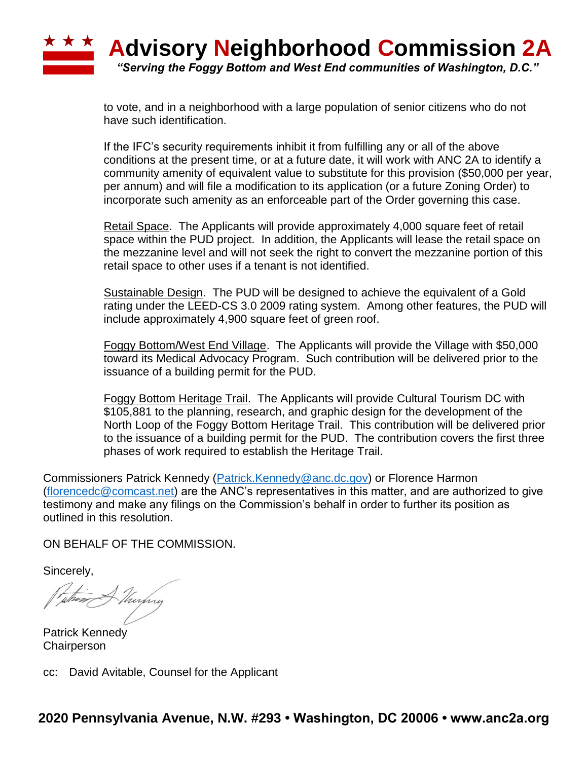to vote, and in a neighborhood with a large population of senior citizens who do not have such identification.

If the IFC's security requirements inhibit it from fulfilling any or all of the above conditions at the present time, or at a future date, it will work with ANC 2A to identify a community amenity of equivalent value to substitute for this provision ($50,000 per year, per annum) and will file a modification to its application (or a future Zoning Order) to incorporate such amenity as an enforceable part of the Order governing this case.

Retail Space. The Applicants will provide approximately 4,000 square feet of retail space within the PUD project. In addition, the Applicants will lease the retail space on the mezzanine level and will not seek the right to convert the mezzanine portion of this retail space to other uses if a tenant is not identified.

Sustainable Design. The PUD will be designed to achieve the equivalent of a Gold rating under the LEED-CS 3.0 2009 rating system. Among other features, the PUD will include approximately 4,900 square feet of green roof.

Foggy Bottom/West End Village. The Applicants will provide the Village with $50,000 toward its Medical Advocacy Program. Such contribution will be delivered prior to the issuance of a building permit for the PUD.

Foggy Bottom Heritage Trail. The Applicants will provide Cultural Tourism DC with $105,881 to the planning, research, and graphic design for the development of the North Loop of the Foggy Bottom Heritage Trail. This contribution will be delivered prior to the issuance of a building permit for the PUD. The contribution covers the first three phases of work required to establish the Heritage Trail.

Commissioners Patrick Kennedy (Patrick.Kennedy@anc.dc.gov) or Florence Harmon (florencedc@comcast.net) are the ANC's representatives in this matter, and are authorized to give testimony and make any filings on the Commission's behalf in order to further its position as outlined in this resolution.

ON BEHALF OF THE COMMISSION.

Sincerely,

Patrick Kennedy
Chairperson

cc: David Avitable, Counsel for the Applicant